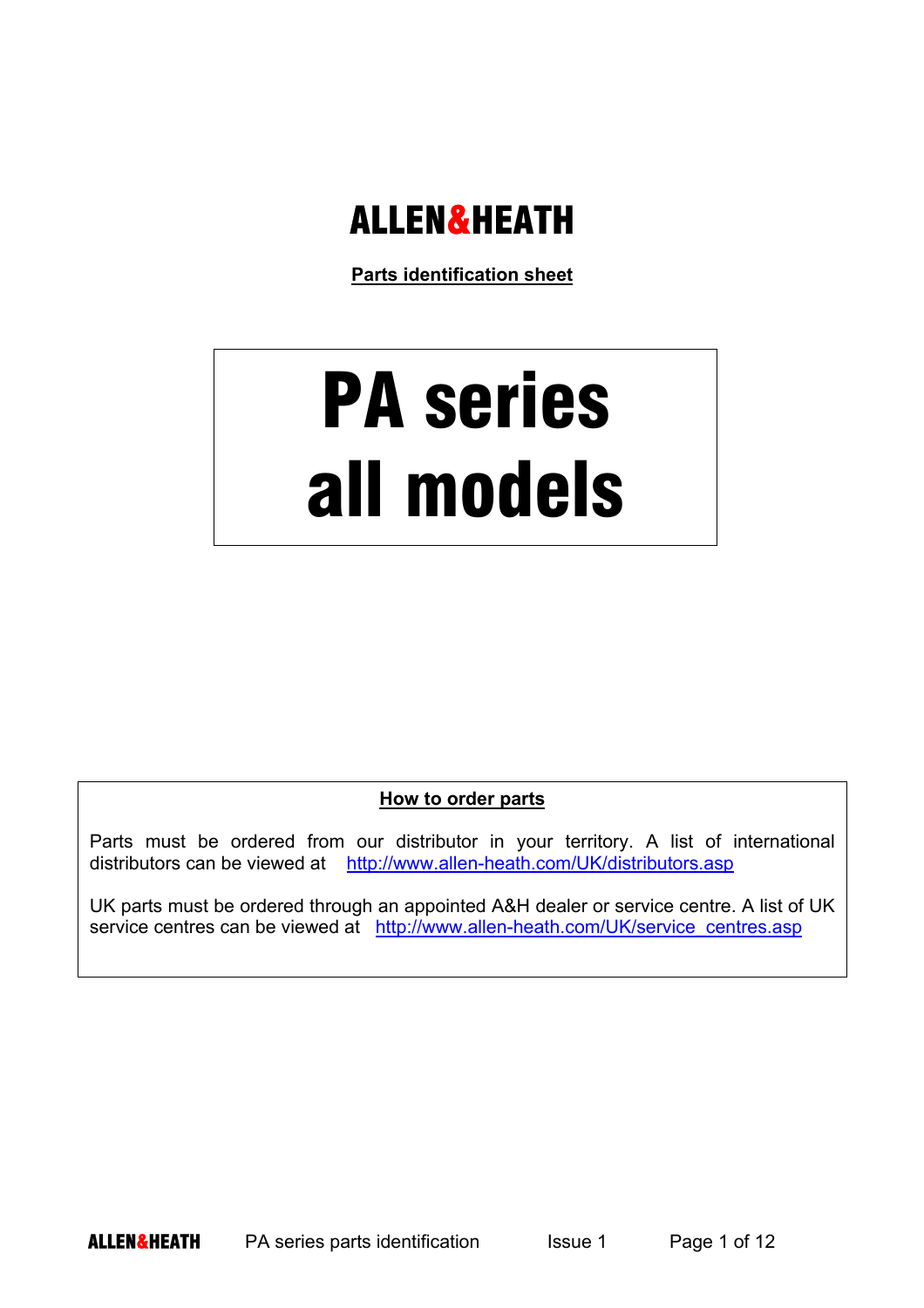# ALLEN&HEATH

**Parts identification sheet**

# PA series all models

**How to order parts**

Parts must be ordered from our distributor in your territory. A list of international distributors can be viewed at http://www.allen-heath.com/UK/distributors.asp

UK parts must be ordered through an appointed A&H dealer or service centre. A list of UK service centres can be viewed at http://www.allen-heath.com/UK/service_centres.asp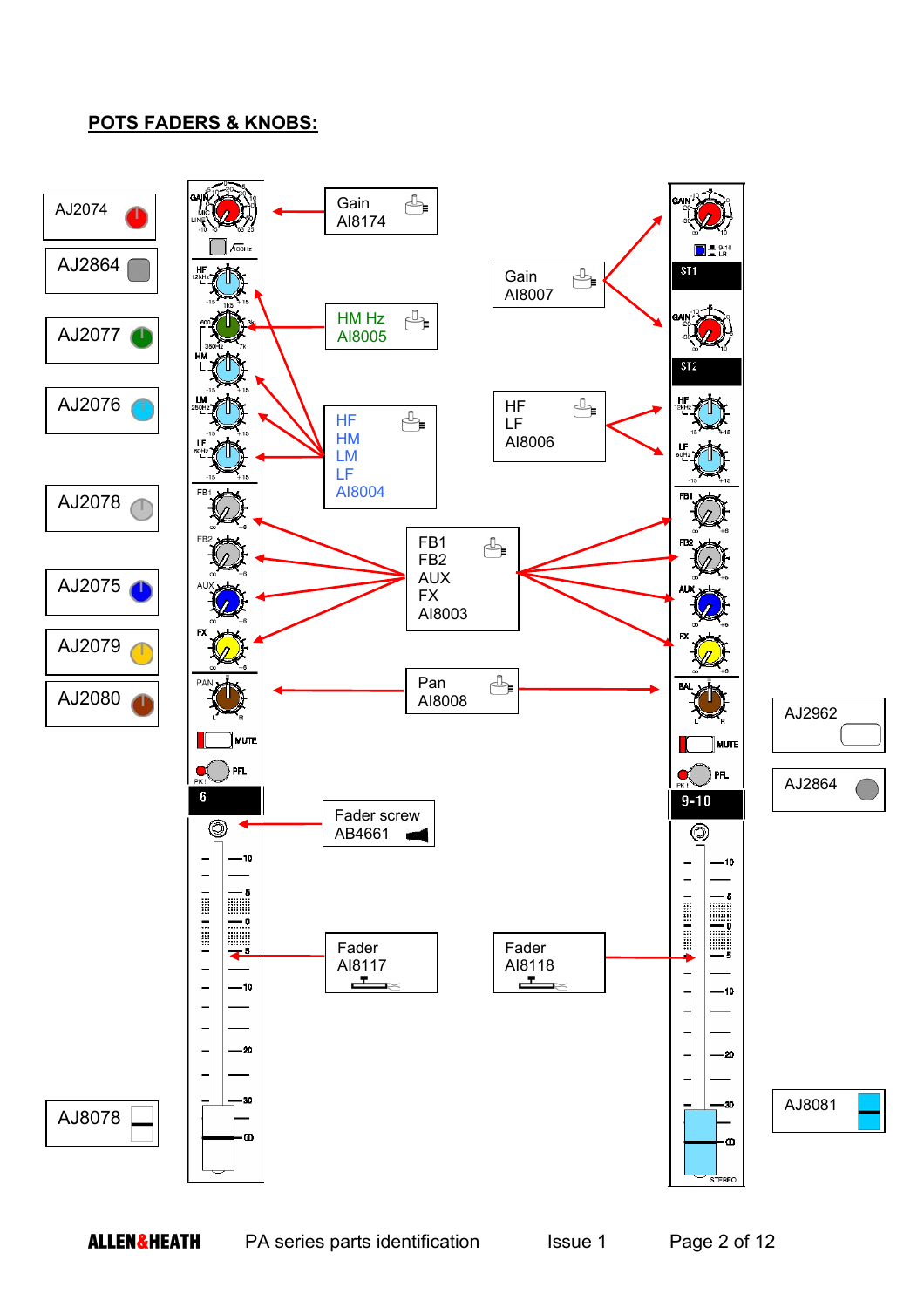## POTS FADERS & KNOBS:

AJ2074

AJ2864

AJ2077

AJ2076

AJ2078

AJ2075

AJ2079

AJ2080

AJ8078

Gain
AI8174

HM Hz
AI8005

HF
HM
LM
LF
AI8004

FB1
FB2
AUX
FX
AI8003

Pan
AI8008

Fader screw
AB4661

Fader
AI8117

Gain
AI8007

HF
LF
AI8006

Fader
AI8118

AJ2962

AJ2864

AJ8081

ALLEN&HEATH PA series parts identification Issue 1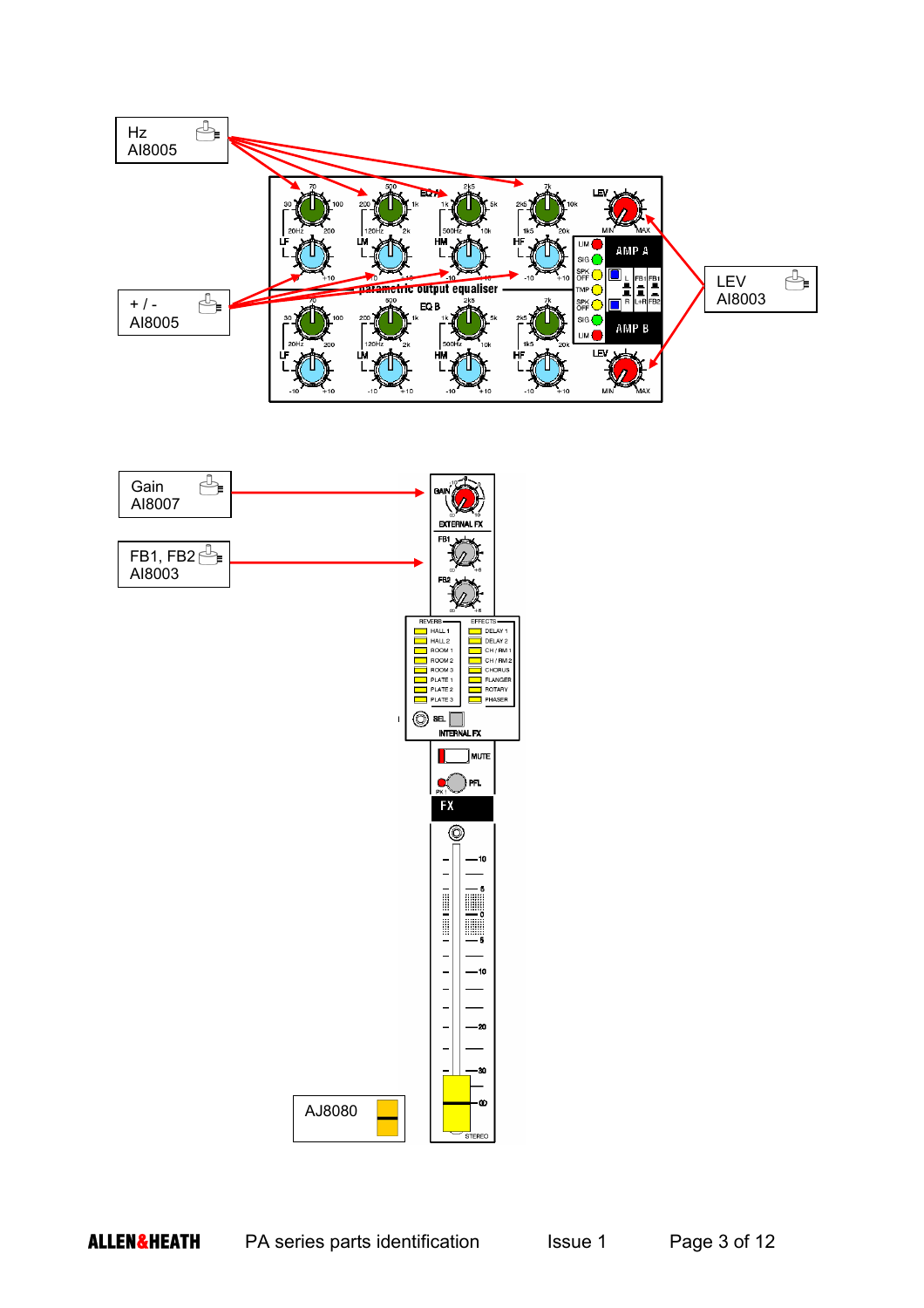Hz
AI8005

+ / -
AI8005

LEV
AI8003

Gain
AI8007

FB1, FB2
AI8003

AJ8080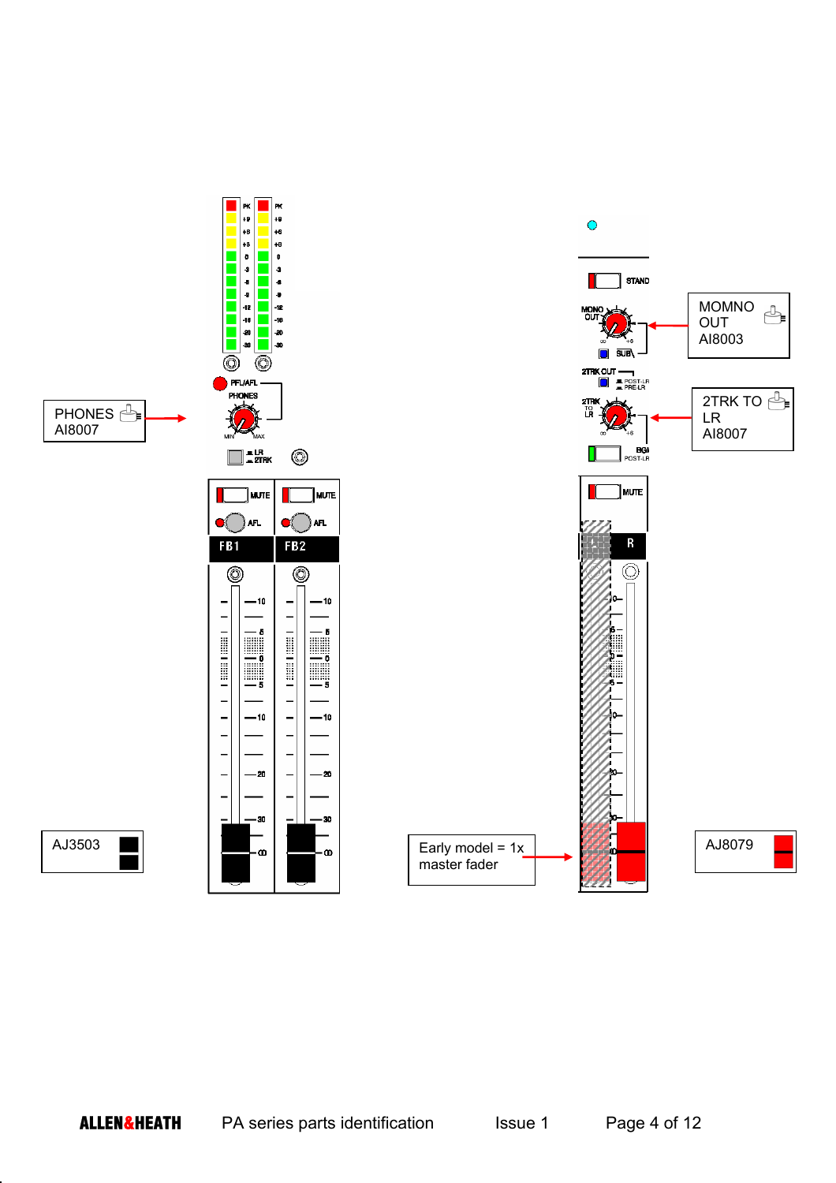PHONES AI8007

MOMNO OUT AI8003

2TRK TO LR AI8007

AJ3503

Early model = 1x master fader

AJ8079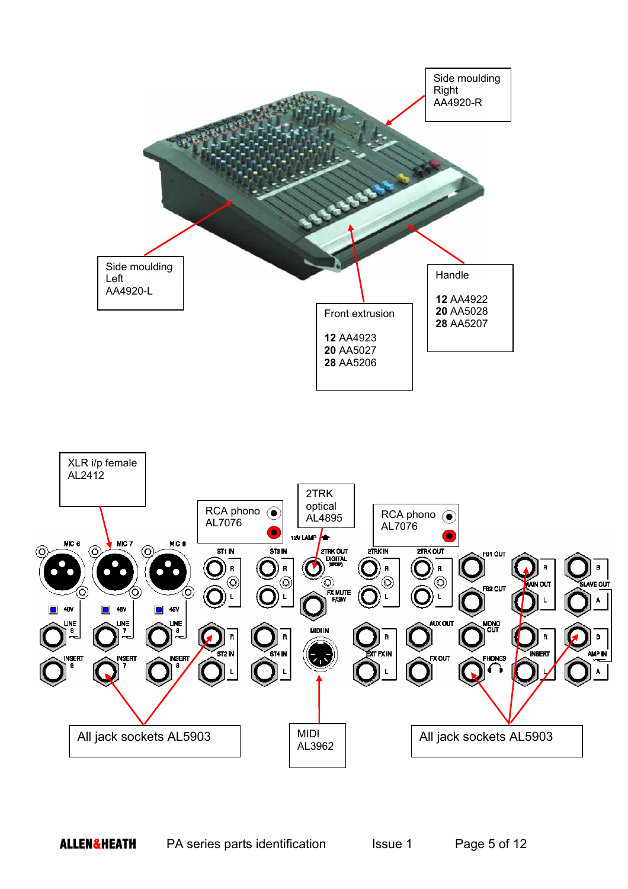Side moulding Right AA4920-R

Side moulding Left AA4920-L

Handle

**12** AA4922
**20** AA5028
**28** AA5207

Front extrusion

**12** AA4923
**20** AA5027
**28** AA5206

XLR i/p female AL2412

RCA phono AL7076

2TRK optical AL4895

RCA phono AL7076

All jack sockets AL5903

MIDI AL3962

All jack sockets AL5903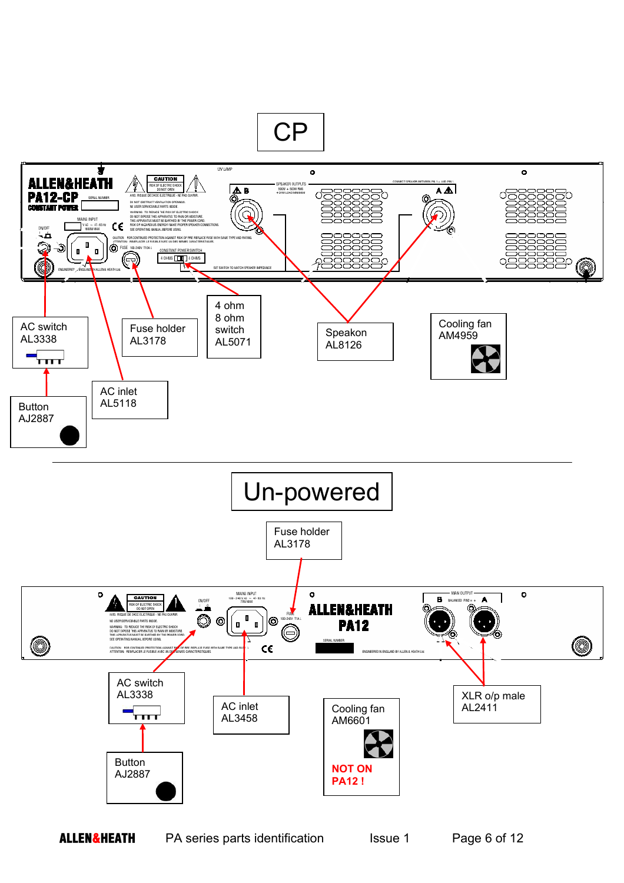# CP

AC switch
AL3338

Button
AJ2887

AC inlet
AL5118

Fuse holder
AL3178

4 ohm
8 ohm
switch
AL5071

Speakon
AL8126

Cooling fan
AM4959

# Un-powered

Fuse holder
AL3178

AC switch
AL3338

Button
AJ2887

AC inlet
AL3458

Cooling fan
AM6601

**NOT ON PA12 !**

XLR o/p male
AL2411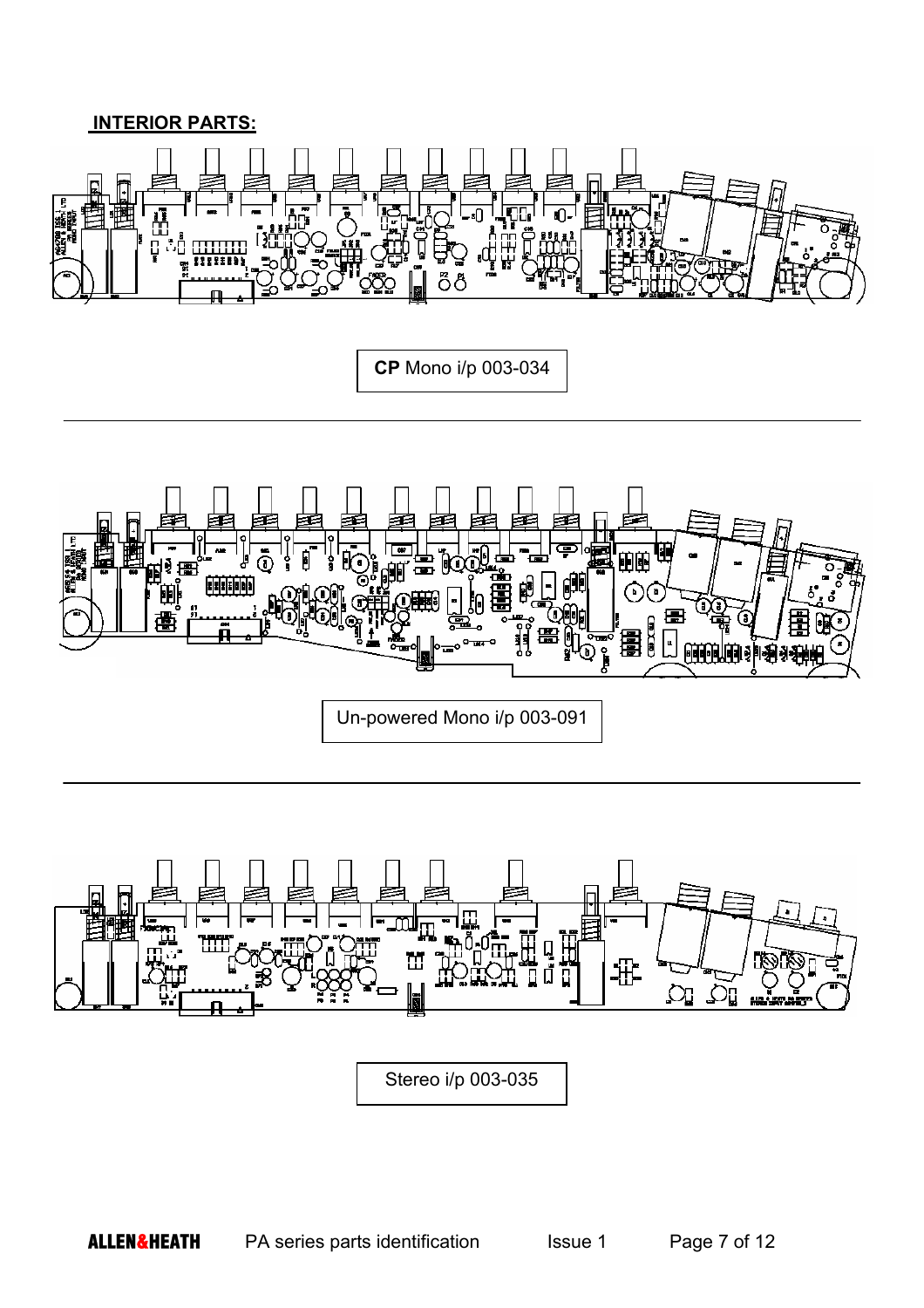## INTERIOR PARTS:

**CP** Mono i/p 003-034

Un-powered Mono i/p 003-091

Stereo i/p 003-035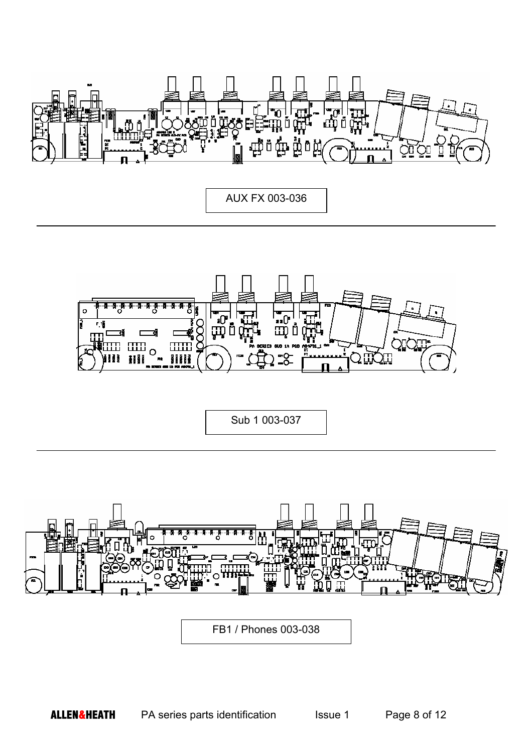AUX FX 003-036

---

Sub 1 003-037

---

FB1 / Phones 003-038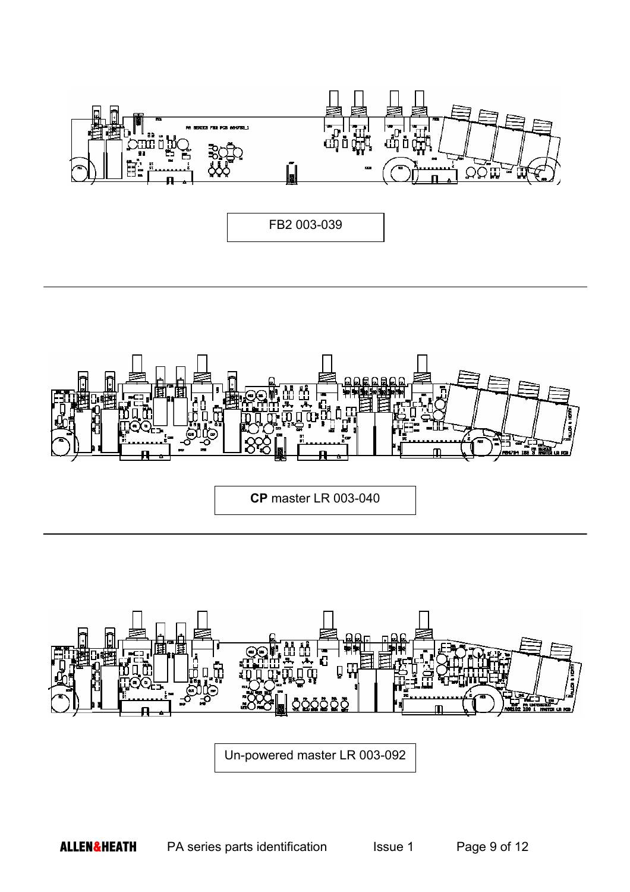FB2 003-039

---

**CP** master LR 003-040

---

Un-powered master LR 003-092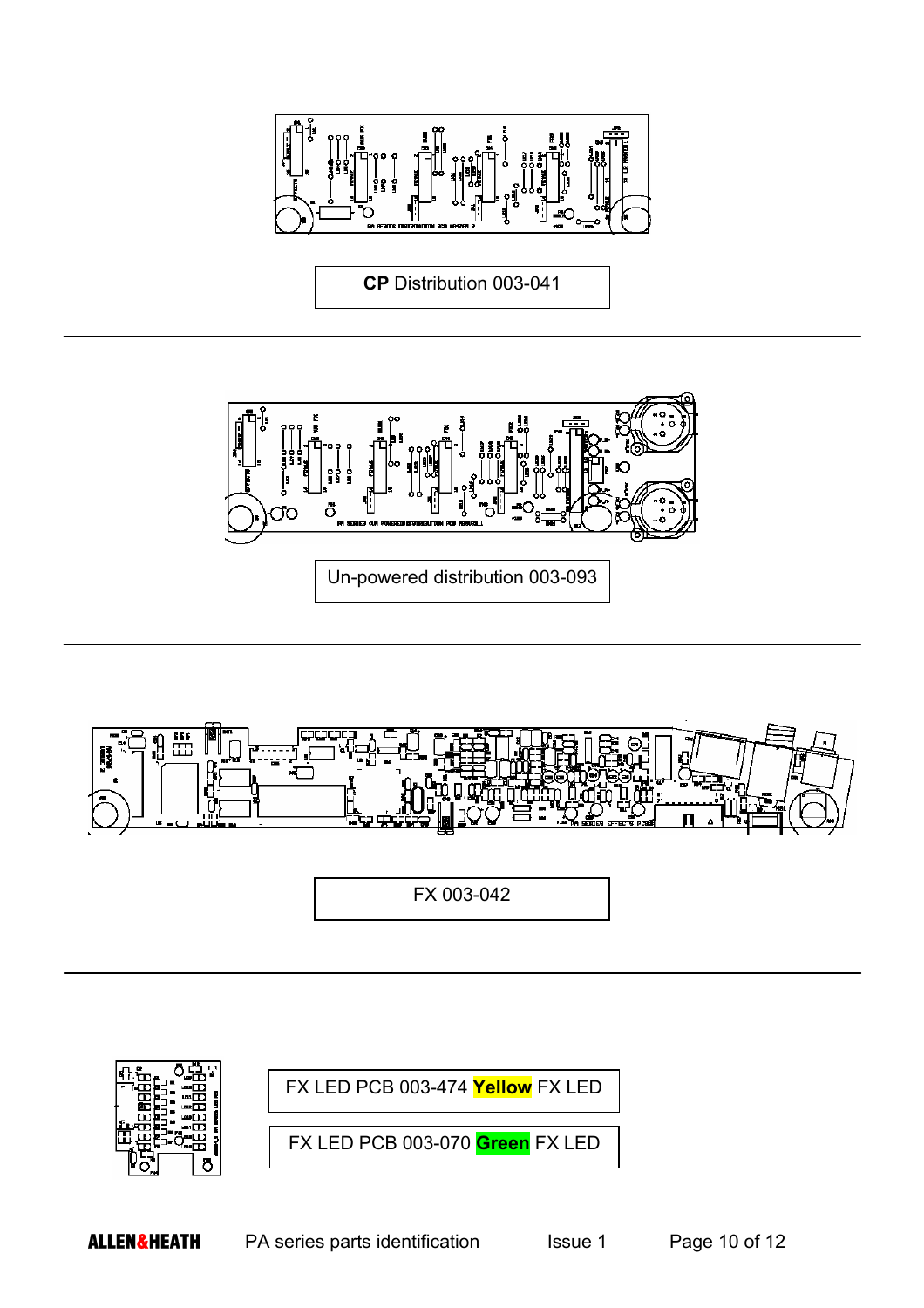**CP** Distribution 003-041

---

Un-powered distribution 003-093

---

FX 003-042

---

FX LED PCB 003-474 **Yellow** FX LED

FX LED PCB 003-070 **Green** FX LED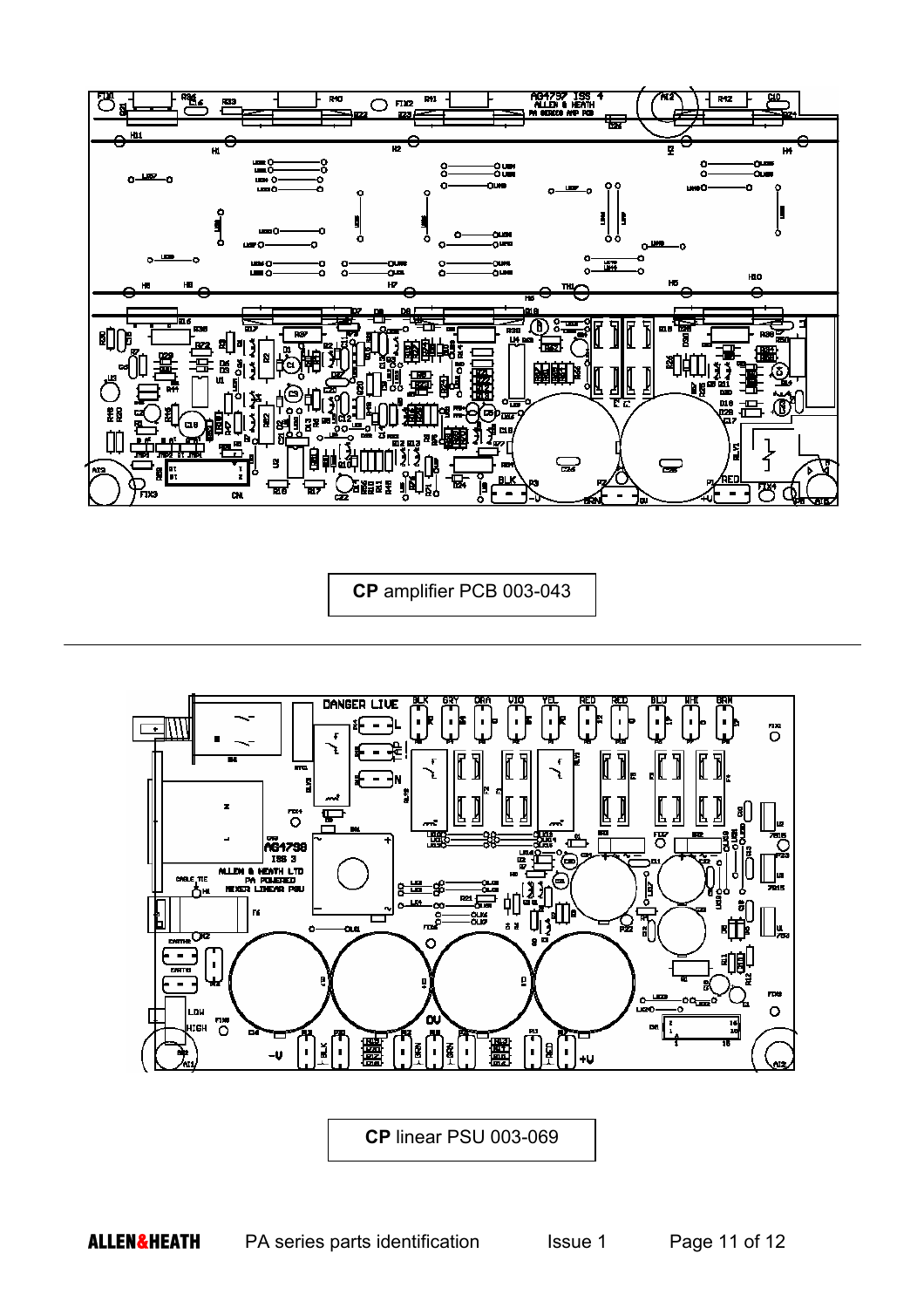**CP** amplifier PCB 003-043

**CP** linear PSU 003-069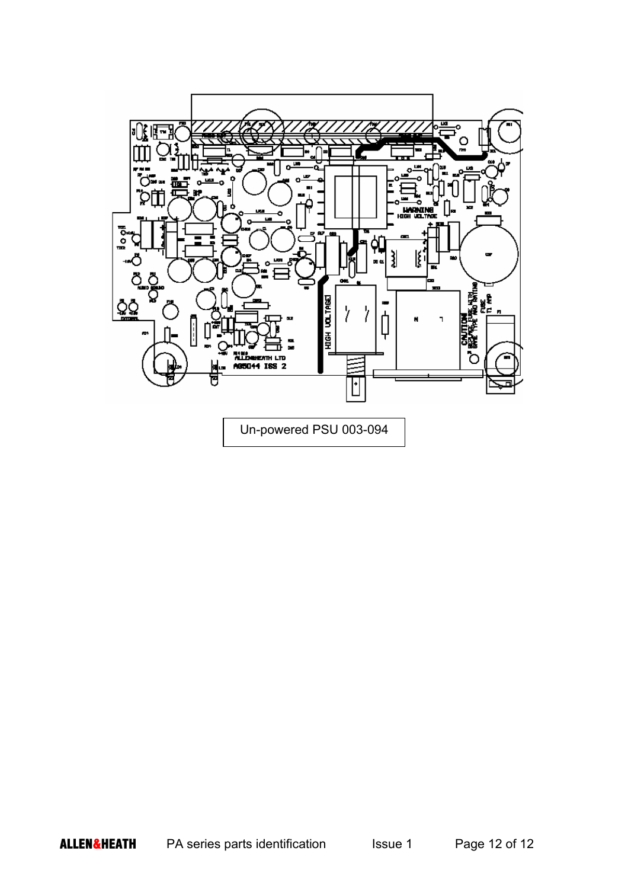Un-powered PSU 003-094